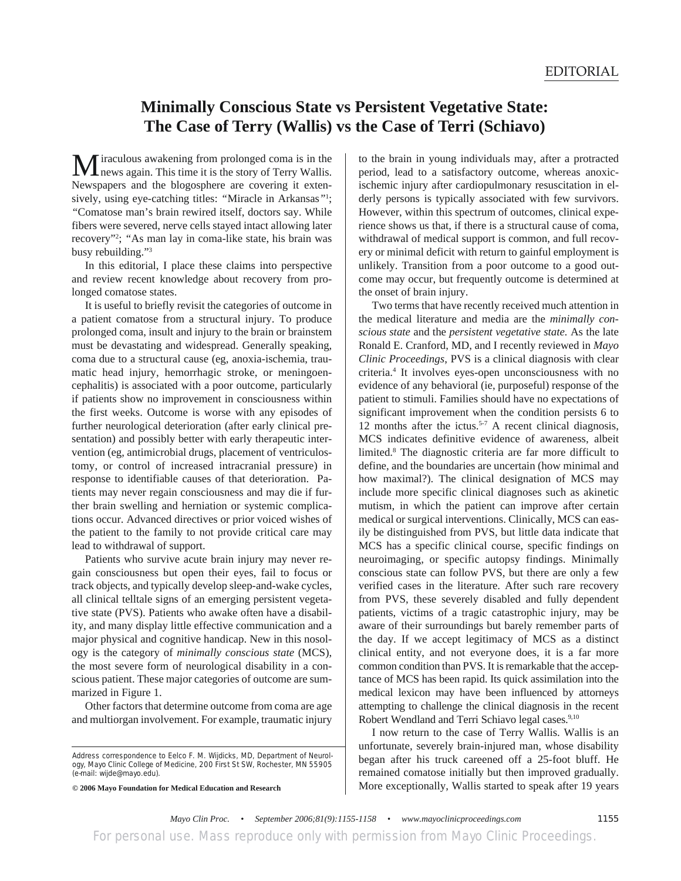EDITORIAL

# Minimally Conscious State vs Persistent Vegetative State: The Case of Terry (Wallis) vs the Case of Terri (Schiavo)

Miraculous awakening from prolonged coma is in the news again. This time it is the story of Terry Wallis. Newspapers and the blogosphere are covering it extensively, using eye-catching titles: "Miracle in Arkansas"[1]; "Comatose man's brain rewired itself, doctors say. While fibers were severed, nerve cells stayed intact allowing later recovery"[2]; "As man lay in coma-like state, his brain was busy rebuilding."[3]

In this editorial, I place these claims into perspective and review recent knowledge about recovery from prolonged comatose states.

It is useful to briefly revisit the categories of outcome in a patient comatose from a structural injury. To produce prolonged coma, insult and injury to the brain or brainstem must be devastating and widespread. Generally speaking, coma due to a structural cause (eg, anoxia-ischemia, traumatic head injury, hemorrhagic stroke, or meningoencephalitis) is associated with a poor outcome, particularly if patients show no improvement in consciousness within the first weeks. Outcome is worse with any episodes of further neurological deterioration (after early clinical presentation) and possibly better with early therapeutic intervention (eg, antimicrobial drugs, placement of ventriculostomy, or control of increased intracranial pressure) in response to identifiable causes of that deterioration. Patients may never regain consciousness and may die if further brain swelling and herniation or systemic complications occur. Advanced directives or prior voiced wishes of the patient to the family to not provide critical care may lead to withdrawal of support.

Patients who survive acute brain injury may never regain consciousness but open their eyes, fail to focus or track objects, and typically develop sleep-and-wake cycles, all clinical telltale signs of an emerging persistent vegetative state (PVS). Patients who awake often have a disability, and many display little effective communication and a major physical and cognitive handicap. New in this nosology is the category of *minimally conscious state* (MCS), the most severe form of neurological disability in a conscious patient. These major categories of outcome are summarized in Figure 1.

Other factors that determine outcome from coma are age and multiorgan involvement. For example, traumatic injury to the brain in young individuals may, after a protracted period, lead to a satisfactory outcome, whereas anoxic-ischemic injury after cardiopulmonary resuscitation in elderly persons is typically associated with few survivors. However, within this spectrum of outcomes, clinical experience shows us that, if there is a structural cause of coma, withdrawal of medical support is common, and full recovery or minimal deficit with return to gainful employment is unlikely. Transition from a poor outcome to a good outcome may occur, but frequently outcome is determined at the onset of brain injury.

Two terms that have recently received much attention in the medical literature and media are the *minimally conscious state* and the *persistent vegetative state.* As the late Ronald E. Cranford, MD, and I recently reviewed in *Mayo Clinic Proceedings*, PVS is a clinical diagnosis with clear criteria.[4] It involves eyes-open unconsciousness with no evidence of any behavioral (ie, purposeful) response of the patient to stimuli. Families should have no expectations of significant improvement when the condition persists 6 to 12 months after the ictus.[5-7] A recent clinical diagnosis, MCS indicates definitive evidence of awareness, albeit limited.[8] The diagnostic criteria are far more difficult to define, and the boundaries are uncertain (how minimal and how maximal?). The clinical designation of MCS may include more specific clinical diagnoses such as akinetic mutism, in which the patient can improve after certain medical or surgical interventions. Clinically, MCS can easily be distinguished from PVS, but little data indicate that MCS has a specific clinical course, specific findings on neuroimaging, or specific autopsy findings. Minimally conscious state can follow PVS, but there are only a few verified cases in the literature. After such rare recovery from PVS, these severely disabled and fully dependent patients, victims of a tragic catastrophic injury, may be aware of their surroundings but barely remember parts of the day. If we accept legitimacy of MCS as a distinct clinical entity, and not everyone does, it is a far more common condition than PVS. It is remarkable that the acceptance of MCS has been rapid. Its quick assimilation into the medical lexicon may have been influenced by attorneys attempting to challenge the clinical diagnosis in the recent Robert Wendland and Terri Schiavo legal cases.[9,10]

I now return to the case of Terry Wallis. Wallis is an unfortunate, severely brain-injured man, whose disability began after his truck careened off a 25-foot bluff. He remained comatose initially but then improved gradually. More exceptionally, Wallis started to speak after 19 years

Address correspondence to Eelco F. M. Wijdicks, MD, Department of Neurology, Mayo Clinic College of Medicine, 200 First St SW, Rochester, MN 55905 (e-mail: wijde@mayo.edu).

**© 2006 Mayo Foundation for Medical Education and Research**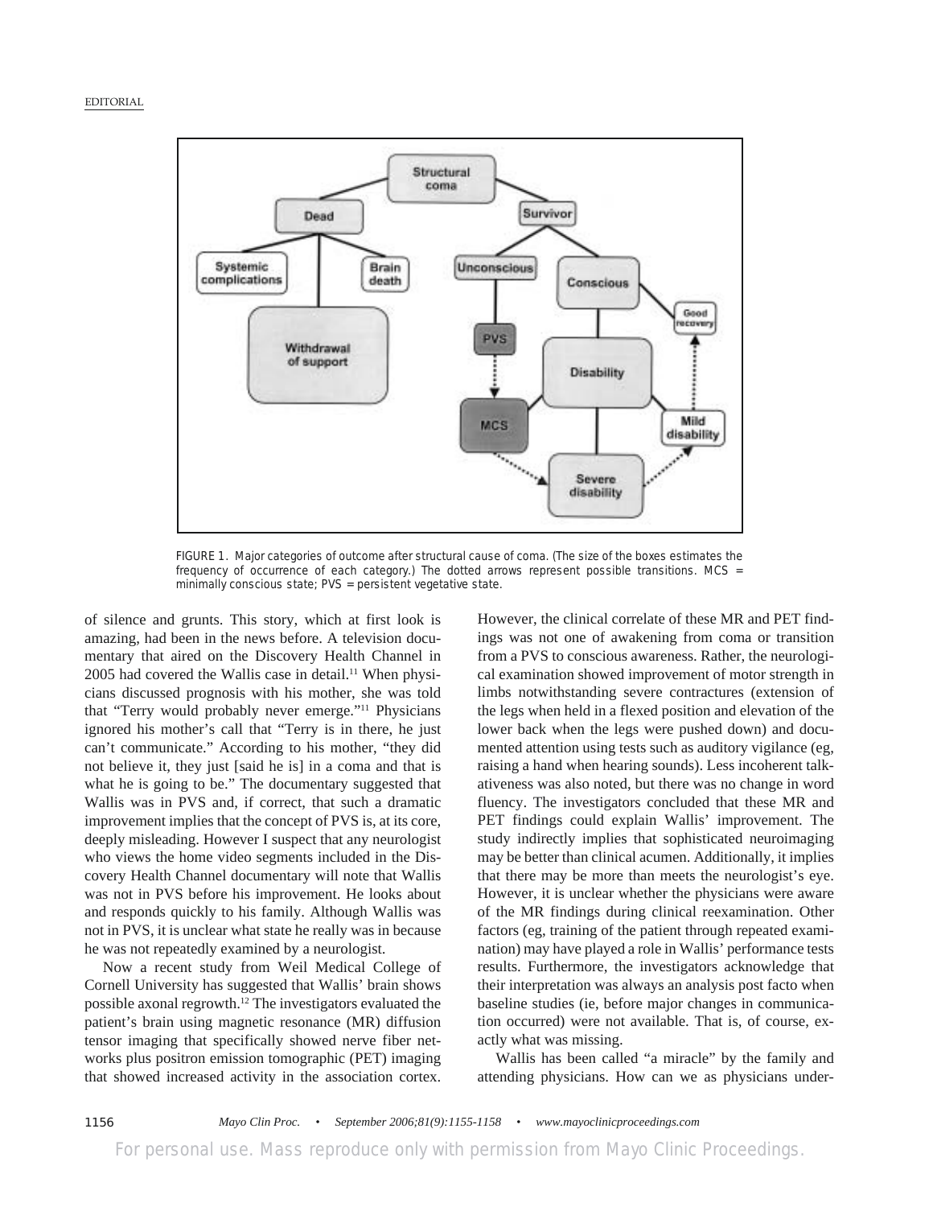FIGURE 1. Major categories of outcome after structural cause of coma. (The size of the boxes estimates the frequency of occurrence of each category.) The dotted arrows represent possible transitions. MCS = minimally conscious state; PVS = persistent vegetative state.

of silence and grunts. This story, which at first look is amazing, had been in the news before. A television documentary that aired on the Discovery Health Channel in 2005 had covered the Wallis case in detail.[11] When physicians discussed prognosis with his mother, she was told that "Terry would probably never emerge."[11] Physicians ignored his mother's call that "Terry is in there, he just can't communicate." According to his mother, "they did not believe it, they just [said he is] in a coma and that is what he is going to be." The documentary suggested that Wallis was in PVS and, if correct, that such a dramatic improvement implies that the concept of PVS is, at its core, deeply misleading. However I suspect that any neurologist who views the home video segments included in the Discovery Health Channel documentary will note that Wallis was not in PVS before his improvement. He looks about and responds quickly to his family. Although Wallis was not in PVS, it is unclear what state he really was in because he was not repeatedly examined by a neurologist.

Now a recent study from Weil Medical College of Cornell University has suggested that Wallis' brain shows possible axonal regrowth.[12] The investigators evaluated the patient's brain using magnetic resonance (MR) diffusion tensor imaging that specifically showed nerve fiber networks plus positron emission tomographic (PET) imaging that showed increased activity in the association cortex. However, the clinical correlate of these MR and PET findings was not one of awakening from coma or transition from a PVS to conscious awareness. Rather, the neurological examination showed improvement of motor strength in limbs notwithstanding severe contractures (extension of the legs when held in a flexed position and elevation of the lower back when the legs were pushed down) and documented attention using tests such as auditory vigilance (eg, raising a hand when hearing sounds). Less incoherent talkativeness was also noted, but there was no change in word fluency. The investigators concluded that these MR and PET findings could explain Wallis' improvement. The study indirectly implies that sophisticated neuroimaging may be better than clinical acumen. Additionally, it implies that there may be more than meets the neurologist's eye. However, it is unclear whether the physicians were aware of the MR findings during clinical reexamination. Other factors (eg, training of the patient through repeated examination) may have played a role in Wallis' performance tests results. Furthermore, the investigators acknowledge that their interpretation was always an analysis post facto when baseline studies (ie, before major changes in communication occurred) were not available. That is, of course, exactly what was missing.

Wallis has been called "a miracle" by the family and attending physicians. How can we as physicians under-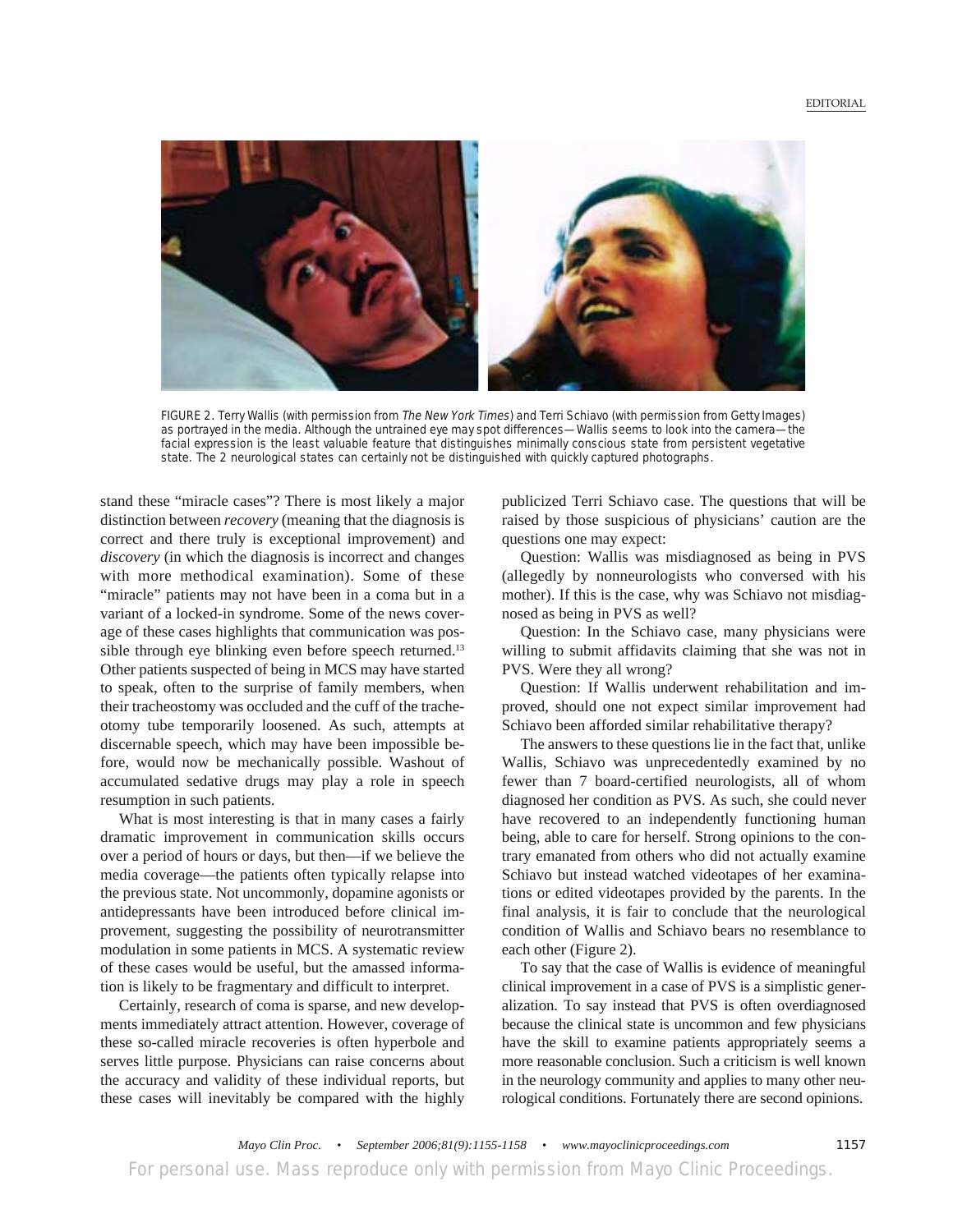FIGURE 2. Terry Wallis (with permission from *The New York Times*) and Terri Schiavo (with permission from Getty Images) as portrayed in the media. Although the untrained eye may spot differences—Wallis seems to look into the camera—the facial expression is the least valuable feature that distinguishes minimally conscious state from persistent vegetative state. The 2 neurological states can certainly not be distinguished with quickly captured photographs.

stand these "miracle cases"? There is most likely a major distinction between *recovery* (meaning that the diagnosis is correct and there truly is exceptional improvement) and *discovery* (in which the diagnosis is incorrect and changes with more methodical examination). Some of these "miracle" patients may not have been in a coma but in a variant of a locked-in syndrome. Some of the news coverage of these cases highlights that communication was possible through eye blinking even before speech returned.[13] Other patients suspected of being in MCS may have started to speak, often to the surprise of family members, when their tracheostomy was occluded and the cuff of the tracheotomy tube temporarily loosened. As such, attempts at discernable speech, which may have been impossible before, would now be mechanically possible. Washout of accumulated sedative drugs may play a role in speech resumption in such patients.

What is most interesting is that in many cases a fairly dramatic improvement in communication skills occurs over a period of hours or days, but then—if we believe the media coverage—the patients often typically relapse into the previous state. Not uncommonly, dopamine agonists or antidepressants have been introduced before clinical improvement, suggesting the possibility of neurotransmitter modulation in some patients in MCS. A systematic review of these cases would be useful, but the amassed information is likely to be fragmentary and difficult to interpret.

Certainly, research of coma is sparse, and new developments immediately attract attention. However, coverage of these so-called miracle recoveries is often hyperbole and serves little purpose. Physicians can raise concerns about the accuracy and validity of these individual reports, but these cases will inevitably be compared with the highly publicized Terri Schiavo case. The questions that will be raised by those suspicious of physicians' caution are the questions one may expect:

Question: Wallis was misdiagnosed as being in PVS (allegedly by nonneurologists who conversed with his mother). If this is the case, why was Schiavo not misdiagnosed as being in PVS as well?

Question: In the Schiavo case, many physicians were willing to submit affidavits claiming that she was not in PVS. Were they all wrong?

Question: If Wallis underwent rehabilitation and improved, should one not expect similar improvement had Schiavo been afforded similar rehabilitative therapy?

The answers to these questions lie in the fact that, unlike Wallis, Schiavo was unprecedentedly examined by no fewer than 7 board-certified neurologists, all of whom diagnosed her condition as PVS. As such, she could never have recovered to an independently functioning human being, able to care for herself. Strong opinions to the contrary emanated from others who did not actually examine Schiavo but instead watched videotapes of her examinations or edited videotapes provided by the parents. In the final analysis, it is fair to conclude that the neurological condition of Wallis and Schiavo bears no resemblance to each other (Figure 2).

To say that the case of Wallis is evidence of meaningful clinical improvement in a case of PVS is a simplistic generalization. To say instead that PVS is often overdiagnosed because the clinical state is uncommon and few physicians have the skill to examine patients appropriately seems a more reasonable conclusion. Such a criticism is well known in the neurology community and applies to many other neurological conditions. Fortunately there are second opinions.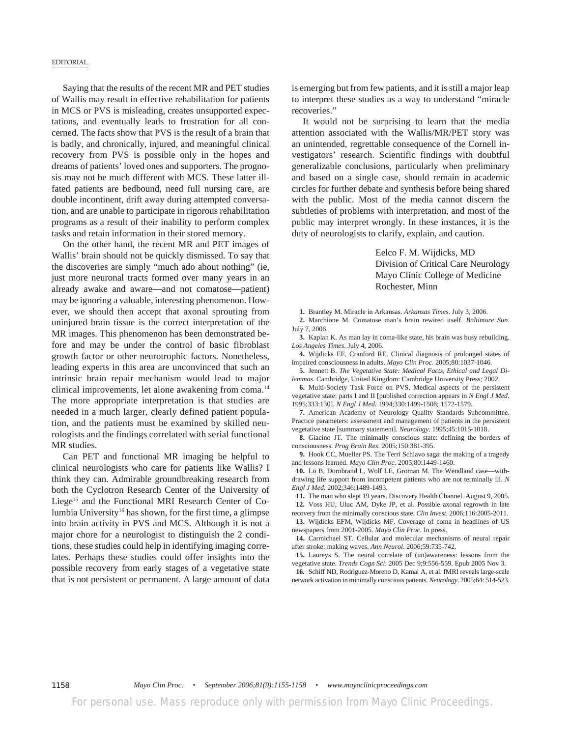Saying that the results of the recent MR and PET studies of Wallis may result in effective rehabilitation for patients in MCS or PVS is misleading, creates unsupported expectations, and eventually leads to frustration for all concerned. The facts show that PVS is the result of a brain that is badly, and chronically, injured, and meaningful clinical recovery from PVS is possible only in the hopes and dreams of patients' loved ones and supporters. The prognosis may not be much different with MCS. These latter ill-fated patients are bedbound, need full nursing care, are double incontinent, drift away during attempted conversation, and are unable to participate in rigorous rehabilitation programs as a result of their inability to perform complex tasks and retain information in their stored memory.

On the other hand, the recent MR and PET images of Wallis' brain should not be quickly dismissed. To say that the discoveries are simply "much ado about nothing" (ie, just more neuronal tracts formed over many years in an already awake and aware—and not comatose—patient) may be ignoring a valuable, interesting phenomenon. However, we should then accept that axonal sprouting from uninjured brain tissue is the correct interpretation of the MR images. This phenomenon has been demonstrated before and may be under the control of basic fibroblast growth factor or other neurotrophic factors. Nonetheless, leading experts in this area are unconvinced that such an intrinsic brain repair mechanism would lead to major clinical improvements, let alone awakening from coma.[14] The more appropriate interpretation is that studies are needed in a much larger, clearly defined patient population, and the patients must be examined by skilled neurologists and the findings correlated with serial functional MR studies.

Can PET and functional MR imaging be helpful to clinical neurologists who care for patients like Wallis? I think they can. Admirable groundbreaking research from both the Cyclotron Research Center of the University of Liege[15] and the Functional MRI Research Center of Columbia University[16] has shown, for the first time, a glimpse into brain activity in PVS and MCS. Although it is not a major chore for a neurologist to distinguish the 2 conditions, these studies could help in identifying imaging correlates. Perhaps these studies could offer insights into the possible recovery from early stages of a vegetative state that is not persistent or permanent. A large amount of data is emerging but from few patients, and it is still a major leap to interpret these studies as a way to understand "miracle recoveries."

It would not be surprising to learn that the media attention associated with the Wallis/MR/PET story was an unintended, regrettable consequence of the Cornell investigators' research. Scientific findings with doubtful generalizable conclusions, particularly when preliminary and based on a single case, should remain in academic circles for further debate and synthesis before being shared with the public. Most of the media cannot discern the subtleties of problems with interpretation, and most of the public may interpret wrongly. In these instances, it is the duty of neurologists to clarify, explain, and caution.

Eelco F. M. Wijdicks, MD
Division of Critical Care Neurology
Mayo Clinic College of Medicine
Rochester, Minn

1. Brantley M. Miracle in Arkansas. *Arkansas Times*. July 3, 2006.
2. Marchione M. Comatose man's brain rewired itself. *Baltimore Sun*. July 7, 2006.
3. Kaplan K. As man lay in coma-like state, his brain was busy rebuilding. *Los Angeles Times*. July 4, 2006.
4. Wijdicks EF, Cranford RE. Clinical diagnosis of prolonged states of impaired consciousness in adults. *Mayo Clin Proc*. 2005;80:1037-1046.
5. Jennett B. *The Vegetative State: Medical Facts, Ethical and Legal Dilemmas*. Cambridge, United Kingdom: Cambridge University Press; 2002.
6. Multi-Society Task Force on PVS. Medical aspects of the persistent vegetative state: parts I and II [published correction appears in *N Engl J Med*. 1995;333:130]. *N Engl J Med*. 1994;330:1499-1508; 1572-1579.
7. American Academy of Neurology Quality Standards Subcommittee. Practice parameters: assessment and management of patients in the persistent vegetative state [summary statement]. *Neurology*. 1995;45:1015-1018.
8. Giacino JT. The minimally conscious state: defining the borders of consciousness. *Prog Brain Res*. 2005;150:381-395.
9. Hook CC, Mueller PS. The Terri Schiavo saga: the making of a tragedy and lessons learned. *Mayo Clin Proc*. 2005;80:1449-1460.
10. Lo B, Dornbrand L, Wolf LE, Groman M. The Wendland case—withdrawing life support from incompetent patients who are not terminally ill. *N Engl J Med*. 2002;346:1489-1493.
11. The man who slept 19 years. Discovery Health Channel. August 9, 2005.
12. Voss HU, Uluc AM, Dyke JP, et al. Possible axonal regrowth in late recovery from the minimally conscious state. *Clin Invest*. 2006;116:2005-2011.
13. Wijdicks EFM, Wijdicks MF. Coverage of coma in headlines of US newspapers from 2001-2005. *Mayo Clin Proc*. In press.
14. Carmichael ST. Cellular and molecular mechanisms of neural repair after stroke: making waves. *Ann Neurol*. 2006;59:735-742.
15. Laureys S. The neural correlate of (un)awareness: lessons from the vegetative state. *Trends Cogn Sci*. 2005 Dec 9;9:556-559. Epub 2005 Nov 3.
16. Schiff ND, Rodriguez-Moreno D, Kamal A, et al. fMRI reveals large-scale network activation in minimally conscious patients. *Neurology*. 2005;64: 514-523.